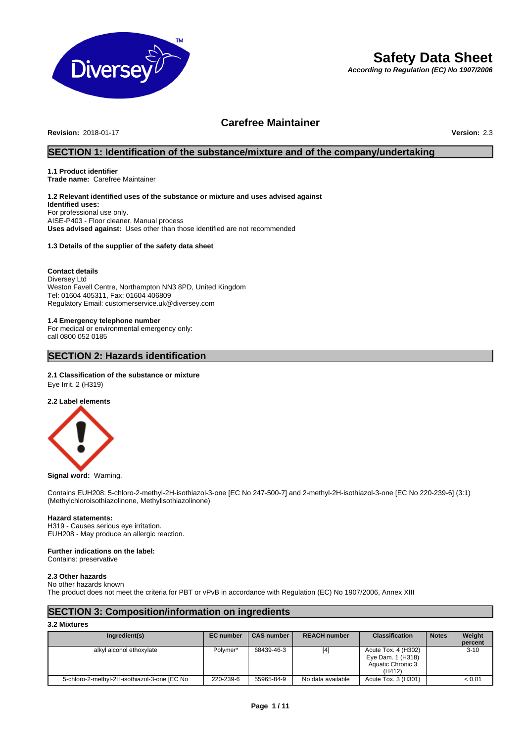# Safety Data Sheet

***According to Regulation (EC) No 1907/2006***

## Carefree Maintainer

**Revision:** 2018-01-17 **Version:** 2.3

## SECTION 1: Identification of the substance/mixture and of the company/undertaking

### 1.1 Product identifier

**Trade name:** Carefree Maintainer

### 1.2 Relevant identified uses of the substance or mixture and uses advised against

**Identified uses:**
For professional use only.
AISE-P403 - Floor cleaner. Manual process
**Uses advised against:** Uses other than those identified are not recommended

### 1.3 Details of the supplier of the safety data sheet

**Contact details**
Diversey Ltd
Weston Favell Centre, Northampton NN3 8PD, United Kingdom
Tel: 01604 405311, Fax: 01604 406809
Regulatory Email: customerservice.uk@diversey.com

### 1.4 Emergency telephone number

For medical or environmental emergency only:
call 0800 052 0185

## SECTION 2: Hazards identification

### 2.1 Classification of the substance or mixture

Eye Irrit. 2 (H319)

### 2.2 Label elements

**Signal word:** Warning.

Contains EUH208: 5-chloro-2-methyl-2H-isothiazol-3-one [EC No 247-500-7] and 2-methyl-2H-isothiazol-3-one [EC No 220-239-6] (3:1) (Methylchloroisothiazolinone, Methylisothiazolinone)

**Hazard statements:**
H319 - Causes serious eye irritation.
EUH208 - May produce an allergic reaction.

**Further indications on the label:**
Contains: preservative

### 2.3 Other hazards

No other hazards known
The product does not meet the criteria for PBT or vPvB in accordance with Regulation (EC) No 1907/2006, Annex XIII

## SECTION 3: Composition/information on ingredients

### 3.2 Mixtures

| Ingredient(s) | EC number | CAS number | REACH number | Classification | Notes | Weight percent |
|---|---|---|---|---|---|---|
| alkyl alcohol ethoxylate | Polymer* | 68439-46-3 | [4] | Acute Tox. 4 (H302) Eye Dam. 1 (H318) Aquatic Chronic 3 (H412) | | 3-10 |
| 5-chloro-2-methyl-2H-isothiazol-3-one [EC No | 220-239-6 | 55965-84-9 | No data available | Acute Tox. 3 (H301) | | < 0.01 |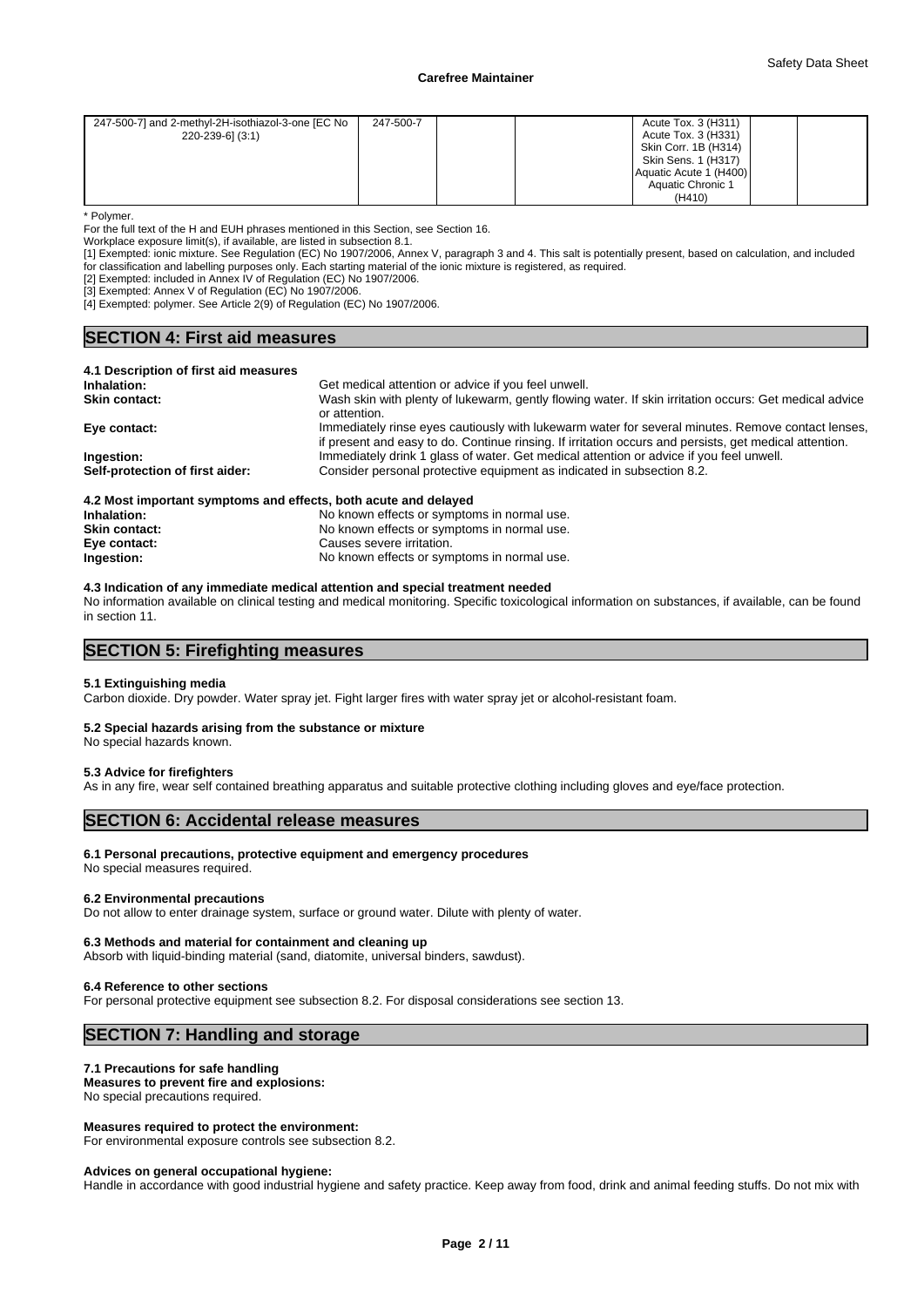| | | | | | | |
|---|---|---|---|---|---|---|
| 247-500-7] and 2-methyl-2H-isothiazol-3-one [EC No 220-239-6] (3:1) | 247-500-7 | | | Acute Tox. 3 (H311)<br>Acute Tox. 3 (H331)<br>Skin Corr. 1B (H314)<br>Skin Sens. 1 (H317)<br>Aquatic Acute 1 (H400)<br>Aquatic Chronic 1 (H410) | | |

\* Polymer.

For the full text of the H and EUH phrases mentioned in this Section, see Section 16.

Workplace exposure limit(s), if available, are listed in subsection 8.1.

[1] Exempted: ionic mixture. See Regulation (EC) No 1907/2006, Annex V, paragraph 3 and 4. This salt is potentially present, based on calculation, and included for classification and labelling purposes only. Each starting material of the ionic mixture is registered, as required.

[2] Exempted: included in Annex IV of Regulation (EC) No 1907/2006.

[3] Exempted: Annex V of Regulation (EC) No 1907/2006.

[4] Exempted: polymer. See Article 2(9) of Regulation (EC) No 1907/2006.

## SECTION 4: First aid measures

### 4.1 Description of first aid measures

**Inhalation:** Get medical attention or advice if you feel unwell.

**Skin contact:** Wash skin with plenty of lukewarm, gently flowing water. If skin irritation occurs: Get medical advice or attention.

**Eye contact:** Immediately rinse eyes cautiously with lukewarm water for several minutes. Remove contact lenses, if present and easy to do. Continue rinsing. If irritation occurs and persists, get medical attention.

**Ingestion:** Immediately drink 1 glass of water. Get medical attention or advice if you feel unwell.

**Self-protection of first aider:** Consider personal protective equipment as indicated in subsection 8.2.

### 4.2 Most important symptoms and effects, both acute and delayed

**Inhalation:** No known effects or symptoms in normal use.

**Skin contact:** No known effects or symptoms in normal use.

**Eye contact:** Causes severe irritation.

**Ingestion:** No known effects or symptoms in normal use.

### 4.3 Indication of any immediate medical attention and special treatment needed

No information available on clinical testing and medical monitoring. Specific toxicological information on substances, if available, can be found in section 11.

## SECTION 5: Firefighting measures

### 5.1 Extinguishing media

Carbon dioxide. Dry powder. Water spray jet. Fight larger fires with water spray jet or alcohol-resistant foam.

### 5.2 Special hazards arising from the substance or mixture

No special hazards known.

### 5.3 Advice for firefighters

As in any fire, wear self contained breathing apparatus and suitable protective clothing including gloves and eye/face protection.

## SECTION 6: Accidental release measures

### 6.1 Personal precautions, protective equipment and emergency procedures

No special measures required.

### 6.2 Environmental precautions

Do not allow to enter drainage system, surface or ground water. Dilute with plenty of water.

### 6.3 Methods and material for containment and cleaning up

Absorb with liquid-binding material (sand, diatomite, universal binders, sawdust).

### 6.4 Reference to other sections

For personal protective equipment see subsection 8.2. For disposal considerations see section 13.

## SECTION 7: Handling and storage

### 7.1 Precautions for safe handling

**Measures to prevent fire and explosions:**

No special precautions required.

**Measures required to protect the environment:**

For environmental exposure controls see subsection 8.2.

**Advices on general occupational hygiene:**

Handle in accordance with good industrial hygiene and safety practice. Keep away from food, drink and animal feeding stuffs. Do not mix with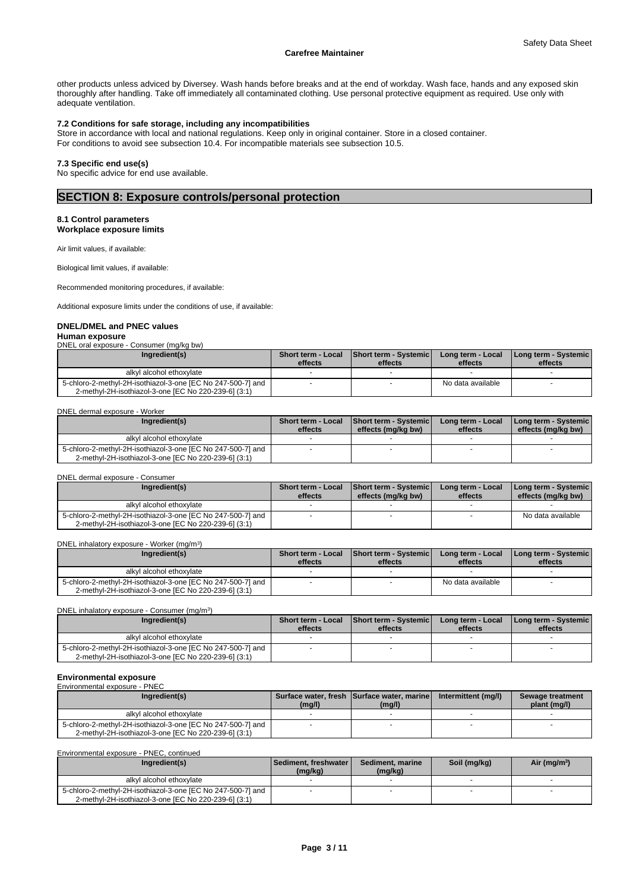other products unless adviced by Diversey. Wash hands before breaks and at the end of workday. Wash face, hands and any exposed skin thoroughly after handling. Take off immediately all contaminated clothing. Use personal protective equipment as required. Use only with adequate ventilation.

### 7.2 Conditions for safe storage, including any incompatibilities

Store in accordance with local and national regulations. Keep only in original container. Store in a closed container.
For conditions to avoid see subsection 10.4. For incompatible materials see subsection 10.5.

### 7.3 Specific end use(s)

No specific advice for end use available.

## SECTION 8: Exposure controls/personal protection

### 8.1 Control parameters

**Workplace exposure limits**

Air limit values, if available:

Biological limit values, if available:

Recommended monitoring procedures, if available:

Additional exposure limits under the conditions of use, if available:

### DNEL/DMEL and PNEC values

**Human exposure**

DNEL oral exposure - Consumer (mg/kg bw)

| Ingredient(s) | Short term - Local effects | Short term - Systemic effects | Long term - Local effects | Long term - Systemic effects |
|---|---|---|---|---|
| alkyl alcohol ethoxylate | - | - | - | - |
| 5-chloro-2-methyl-2H-isothiazol-3-one [EC No 247-500-7] and 2-methyl-2H-isothiazol-3-one [EC No 220-239-6] (3:1) | - | - | No data available | - |

DNEL dermal exposure - Worker

| Ingredient(s) | Short term - Local effects | Short term - Systemic effects (mg/kg bw) | Long term - Local effects | Long term - Systemic effects (mg/kg bw) |
|---|---|---|---|---|
| alkyl alcohol ethoxylate | - | - | - | - |
| 5-chloro-2-methyl-2H-isothiazol-3-one [EC No 247-500-7] and 2-methyl-2H-isothiazol-3-one [EC No 220-239-6] (3:1) | - | - | - | - |

DNEL dermal exposure - Consumer

| Ingredient(s) | Short term - Local effects | Short term - Systemic effects (mg/kg bw) | Long term - Local effects | Long term - Systemic effects (mg/kg bw) |
|---|---|---|---|---|
| alkyl alcohol ethoxylate | - | - | - | - |
| 5-chloro-2-methyl-2H-isothiazol-3-one [EC No 247-500-7] and 2-methyl-2H-isothiazol-3-one [EC No 220-239-6] (3:1) | - | - | - | No data available |

DNEL inhalatory exposure - Worker (mg/m³)

| Ingredient(s) | Short term - Local effects | Short term - Systemic effects | Long term - Local effects | Long term - Systemic effects |
|---|---|---|---|---|
| alkyl alcohol ethoxylate | - | - | - | - |
| 5-chloro-2-methyl-2H-isothiazol-3-one [EC No 247-500-7] and 2-methyl-2H-isothiazol-3-one [EC No 220-239-6] (3:1) | - | - | No data available | - |

DNEL inhalatory exposure - Consumer (mg/m³)

| Ingredient(s) | Short term - Local effects | Short term - Systemic effects | Long term - Local effects | Long term - Systemic effects |
|---|---|---|---|---|
| alkyl alcohol ethoxylate | - | - | - | - |
| 5-chloro-2-methyl-2H-isothiazol-3-one [EC No 247-500-7] and 2-methyl-2H-isothiazol-3-one [EC No 220-239-6] (3:1) | - | - | - | - |

**Environmental exposure**

Environmental exposure - PNEC

| Ingredient(s) | Surface water, fresh (mg/l) | Surface water, marine (mg/l) | Intermittent (mg/l) | Sewage treatment plant (mg/l) |
|---|---|---|---|---|
| alkyl alcohol ethoxylate | - | - | - | - |
| 5-chloro-2-methyl-2H-isothiazol-3-one [EC No 247-500-7] and 2-methyl-2H-isothiazol-3-one [EC No 220-239-6] (3:1) | - | - | - | - |

Environmental exposure - PNEC, continued

| Ingredient(s) | Sediment, freshwater (mg/kg) | Sediment, marine (mg/kg) | Soil (mg/kg) | Air (mg/m³) |
|---|---|---|---|---|
| alkyl alcohol ethoxylate | - | - | - | - |
| 5-chloro-2-methyl-2H-isothiazol-3-one [EC No 247-500-7] and 2-methyl-2H-isothiazol-3-one [EC No 220-239-6] (3:1) | - | - | - | - |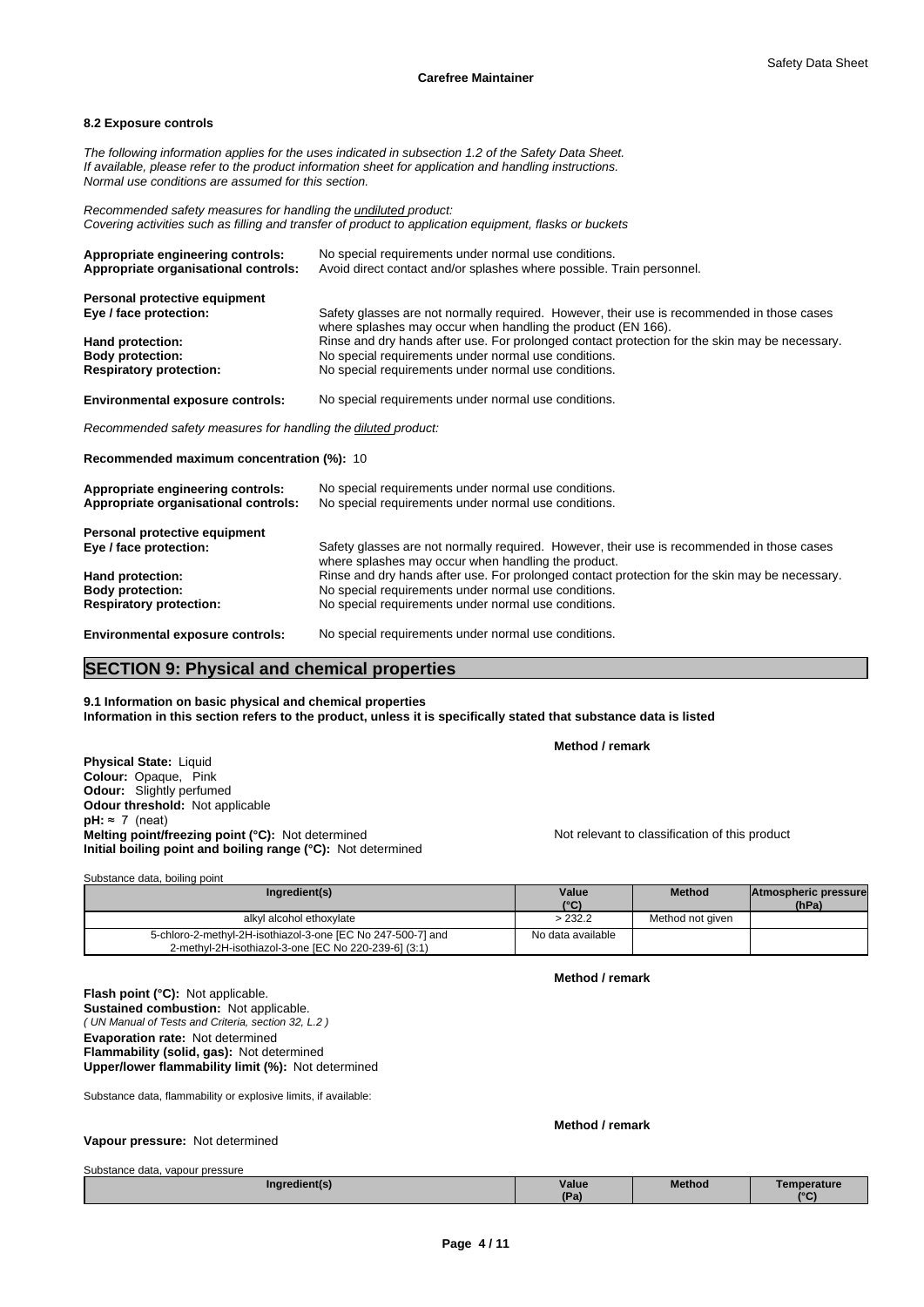### 8.2 Exposure controls

*The following information applies for the uses indicated in subsection 1.2 of the Safety Data Sheet.*
*If available, please refer to the product information sheet for application and handling instructions.*
*Normal use conditions are assumed for this section.*

*Recommended safety measures for handling the undiluted product:*
*Covering activities such as filling and transfer of product to application equipment, flasks or buckets*

**Appropriate engineering controls:** No special requirements under normal use conditions.
**Appropriate organisational controls:** Avoid direct contact and/or splashes where possible. Train personnel.

**Personal protective equipment**
**Eye / face protection:** Safety glasses are not normally required. However, their use is recommended in those cases where splashes may occur when handling the product (EN 166).
**Hand protection:** Rinse and dry hands after use. For prolonged contact protection for the skin may be necessary.
**Body protection:** No special requirements under normal use conditions.
**Respiratory protection:** No special requirements under normal use conditions.

**Environmental exposure controls:** No special requirements under normal use conditions.

*Recommended safety measures for handling the diluted product:*

**Recommended maximum concentration (%):** 10

**Appropriate engineering controls:** No special requirements under normal use conditions.
**Appropriate organisational controls:** No special requirements under normal use conditions.

**Personal protective equipment**
**Eye / face protection:** Safety glasses are not normally required. However, their use is recommended in those cases where splashes may occur when handling the product.
**Hand protection:** Rinse and dry hands after use. For prolonged contact protection for the skin may be necessary.
**Body protection:** No special requirements under normal use conditions.
**Respiratory protection:** No special requirements under normal use conditions.

**Environmental exposure controls:** No special requirements under normal use conditions.

## SECTION 9: Physical and chemical properties

**9.1 Information on basic physical and chemical properties**
**Information in this section refers to the product, unless it is specifically stated that substance data is listed**

**Method / remark**

**Physical State:** Liquid
**Colour:** Opaque, Pink
**Odour:** Slightly perfumed
**Odour threshold:** Not applicable
**pH:** ≈ 7 (neat)
**Melting point/freezing point (°C):** Not determined — Not relevant to classification of this product
**Initial boiling point and boiling range (°C):** Not determined

Substance data, boiling point

| Ingredient(s) | Value (°C) | Method | Atmospheric pressure (hPa) |
|---|---|---|---|
| alkyl alcohol ethoxylate | > 232.2 | Method not given | |
| 5-chloro-2-methyl-2H-isothiazol-3-one [EC No 247-500-7] and 2-methyl-2H-isothiazol-3-one [EC No 220-239-6] (3:1) | No data available | | |

**Method / remark**

**Flash point (°C):** Not applicable.
**Sustained combustion:** Not applicable.
*( UN Manual of Tests and Criteria, section 32, L.2 )*
**Evaporation rate:** Not determined
**Flammability (solid, gas):** Not determined
**Upper/lower flammability limit (%):** Not determined

Substance data, flammability or explosive limits, if available:

**Method / remark**

**Vapour pressure:** Not determined

Substance data, vapour pressure

| Ingredient(s) | Value (Pa) | Method | Temperature (°C) |
|---|---|---|---|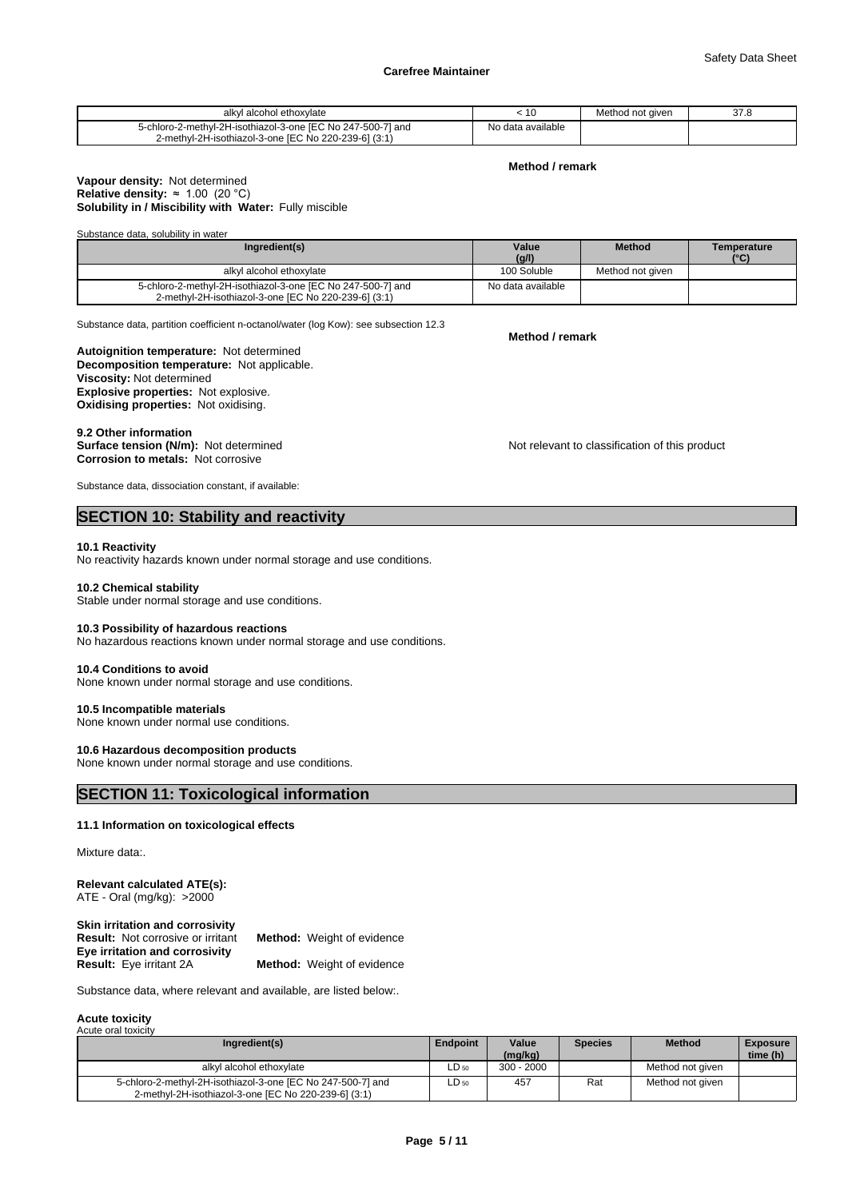| alkyl alcohol ethoxylate | < 10 | Method not given | 37.8 |
|---|---|---|---|
| 5-chloro-2-methyl-2H-isothiazol-3-one [EC No 247-500-7] and 2-methyl-2H-isothiazol-3-one [EC No 220-239-6] (3:1) | No data available | | |

**Method / remark**

**Vapour density:** Not determined
**Relative density:** ≈ 1.00 (20 °C)
**Solubility in / Miscibility with Water:** Fully miscible

Substance data, solubility in water

| Ingredient(s) | Value (g/l) | Method | Temperature (°C) |
|---|---|---|---|
| alkyl alcohol ethoxylate | 100 Soluble | Method not given | |
| 5-chloro-2-methyl-2H-isothiazol-3-one [EC No 247-500-7] and 2-methyl-2H-isothiazol-3-one [EC No 220-239-6] (3:1) | No data available | | |

Substance data, partition coefficient n-octanol/water (log Kow): see subsection 12.3

**Method / remark**

**Autoignition temperature:** Not determined
**Decomposition temperature:** Not applicable.
**Viscosity:** Not determined
**Explosive properties:** Not explosive.
**Oxidising properties:** Not oxidising.

**9.2 Other information**
**Surface tension (N/m):** Not determined
**Corrosion to metals:** Not corrosive

Not relevant to classification of this product

Substance data, dissociation constant, if available:

## SECTION 10: Stability and reactivity

**10.1 Reactivity**
No reactivity hazards known under normal storage and use conditions.

**10.2 Chemical stability**
Stable under normal storage and use conditions.

**10.3 Possibility of hazardous reactions**
No hazardous reactions known under normal storage and use conditions.

**10.4 Conditions to avoid**
None known under normal storage and use conditions.

**10.5 Incompatible materials**
None known under normal use conditions.

**10.6 Hazardous decomposition products**
None known under normal storage and use conditions.

## SECTION 11: Toxicological information

**11.1 Information on toxicological effects**

Mixture data:.

**Relevant calculated ATE(s):**
ATE - Oral (mg/kg): >2000

**Skin irritation and corrosivity**
**Result:** Not corrosive or irritant **Method:** Weight of evidence
**Eye irritation and corrosivity**
**Result:** Eye irritant 2A **Method:** Weight of evidence

Substance data, where relevant and available, are listed below:.

**Acute toxicity**
Acute oral toxicity

| Ingredient(s) | Endpoint | Value (mg/kg) | Species | Method | Exposure time (h) |
|---|---|---|---|---|---|
| alkyl alcohol ethoxylate | $LD_{50}$ | 300 - 2000 | | Method not given | |
| 5-chloro-2-methyl-2H-isothiazol-3-one [EC No 247-500-7] and 2-methyl-2H-isothiazol-3-one [EC No 220-239-6] (3:1) | $LD_{50}$ | 457 | Rat | Method not given | |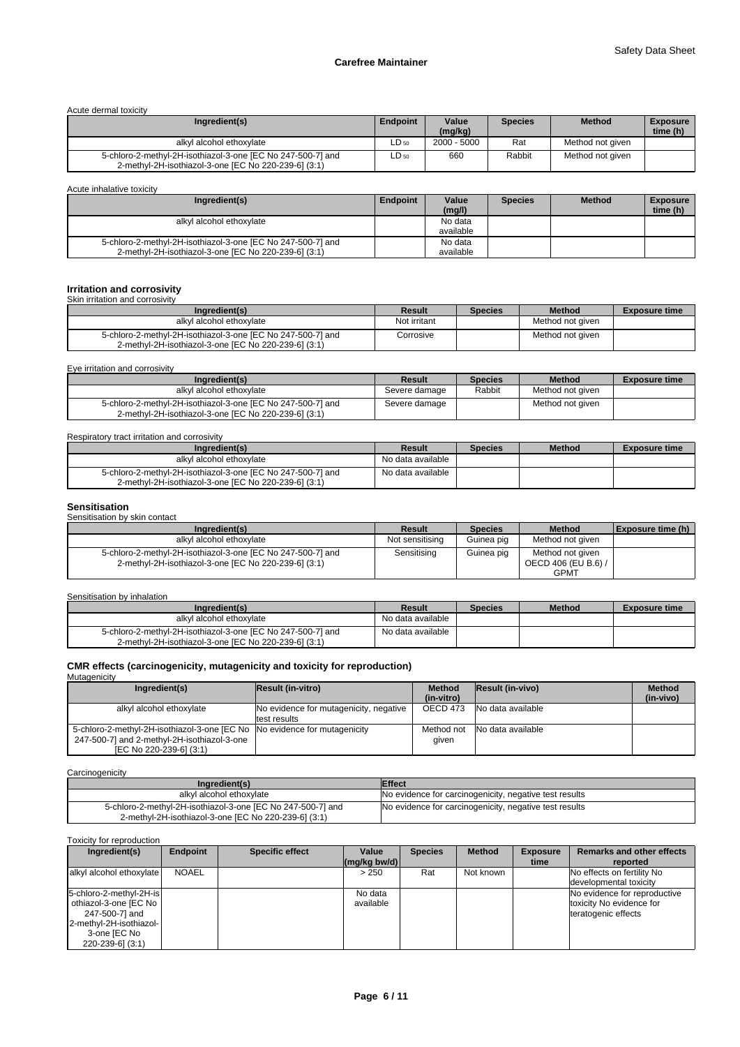Acute dermal toxicity

| Ingredient(s) | Endpoint | Value (mg/kg) | Species | Method | Exposure time (h) |
|---|---|---|---|---|---|
| alkyl alcohol ethoxylate | $LD_{50}$ | 2000 - 5000 | Rat | Method not given | |
| 5-chloro-2-methyl-2H-isothiazol-3-one [EC No 247-500-7] and 2-methyl-2H-isothiazol-3-one [EC No 220-239-6] (3:1) | $LD_{50}$ | 660 | Rabbit | Method not given | |

Acute inhalative toxicity

| Ingredient(s) | Endpoint | Value (mg/l) | Species | Method | Exposure time (h) |
|---|---|---|---|---|---|
| alkyl alcohol ethoxylate | | No data available | | | |
| 5-chloro-2-methyl-2H-isothiazol-3-one [EC No 247-500-7] and 2-methyl-2H-isothiazol-3-one [EC No 220-239-6] (3:1) | | No data available | | | |

## Irritation and corrosivity

Skin irritation and corrosivity

| Ingredient(s) | Result | Species | Method | Exposure time |
|---|---|---|---|---|
| alkyl alcohol ethoxylate | Not irritant | | Method not given | |
| 5-chloro-2-methyl-2H-isothiazol-3-one [EC No 247-500-7] and 2-methyl-2H-isothiazol-3-one [EC No 220-239-6] (3:1) | Corrosive | | Method not given | |

Eye irritation and corrosivity

| Ingredient(s) | Result | Species | Method | Exposure time |
|---|---|---|---|---|
| alkyl alcohol ethoxylate | Severe damage | Rabbit | Method not given | |
| 5-chloro-2-methyl-2H-isothiazol-3-one [EC No 247-500-7] and 2-methyl-2H-isothiazol-3-one [EC No 220-239-6] (3:1) | Severe damage | | Method not given | |

Respiratory tract irritation and corrosivity

| Ingredient(s) | Result | Species | Method | Exposure time |
|---|---|---|---|---|
| alkyl alcohol ethoxylate | No data available | | | |
| 5-chloro-2-methyl-2H-isothiazol-3-one [EC No 247-500-7] and 2-methyl-2H-isothiazol-3-one [EC No 220-239-6] (3:1) | No data available | | | |

## Sensitisation

Sensitisation by skin contact

| Ingredient(s) | Result | Species | Method | Exposure time (h) |
|---|---|---|---|---|
| alkyl alcohol ethoxylate | Not sensitising | Guinea pig | Method not given | |
| 5-chloro-2-methyl-2H-isothiazol-3-one [EC No 247-500-7] and 2-methyl-2H-isothiazol-3-one [EC No 220-239-6] (3:1) | Sensitising | Guinea pig | Method not given OECD 406 (EU B.6) / GPMT | |

Sensitisation by inhalation

| Ingredient(s) | Result | Species | Method | Exposure time |
|---|---|---|---|---|
| alkyl alcohol ethoxylate | No data available | | | |
| 5-chloro-2-methyl-2H-isothiazol-3-one [EC No 247-500-7] and 2-methyl-2H-isothiazol-3-one [EC No 220-239-6] (3:1) | No data available | | | |

## CMR effects (carcinogenicity, mutagenicity and toxicity for reproduction)

Mutagenicity

| Ingredient(s) | Result (in-vitro) | Method (in-vitro) | Result (in-vivo) | Method (in-vivo) |
|---|---|---|---|---|
| alkyl alcohol ethoxylate | No evidence for mutagenicity, negative test results | OECD 473 | No data available | |
| 5-chloro-2-methyl-2H-isothiazol-3-one [EC No 247-500-7] and 2-methyl-2H-isothiazol-3-one [EC No 220-239-6] (3:1) | No evidence for mutagenicity | Method not given | No data available | |

Carcinogenicity

| Ingredient(s) | Effect |
|---|---|
| alkyl alcohol ethoxylate | No evidence for carcinogenicity, negative test results |
| 5-chloro-2-methyl-2H-isothiazol-3-one [EC No 247-500-7] and 2-methyl-2H-isothiazol-3-one [EC No 220-239-6] (3:1) | No evidence for carcinogenicity, negative test results |

Toxicity for reproduction

| Ingredient(s) | Endpoint | Specific effect | Value (mg/kg bw/d) | Species | Method | Exposure time | Remarks and other effects reported |
|---|---|---|---|---|---|---|---|
| alkyl alcohol ethoxylate | NOAEL | | > 250 | Rat | Not known | | No effects on fertility No developmental toxicity |
| 5-chloro-2-methyl-2H-isothiazol-3-one [EC No 247-500-7] and 2-methyl-2H-isothiazol-3-one [EC No 220-239-6] (3:1) | | | No data available | | | | No evidence for reproductive toxicity No evidence for teratogenic effects |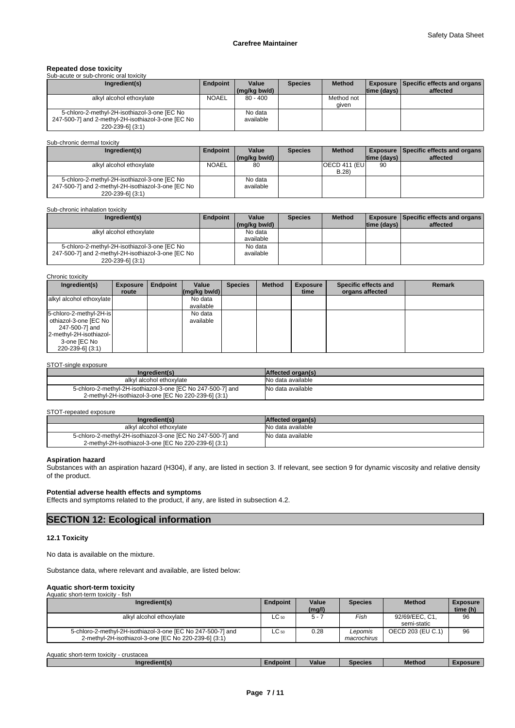**Repeated dose toxicity**

Sub-acute or sub-chronic oral toxicity

| Ingredient(s) | Endpoint | Value (mg/kg bw/d) | Species | Method | Exposure time (days) | Specific effects and organs affected |
|---|---|---|---|---|---|---|
| alkyl alcohol ethoxylate | NOAEL | 80 - 400 | | Method not given | | |
| 5-chloro-2-methyl-2H-isothiazol-3-one [EC No 247-500-7] and 2-methyl-2H-isothiazol-3-one [EC No 220-239-6] (3:1) | | No data available | | | | |

Sub-chronic dermal toxicity

| Ingredient(s) | Endpoint | Value (mg/kg bw/d) | Species | Method | Exposure time (days) | Specific effects and organs affected |
|---|---|---|---|---|---|---|
| alkyl alcohol ethoxylate | NOAEL | 80 | | OECD 411 (EU B.28) | 90 | |
| 5-chloro-2-methyl-2H-isothiazol-3-one [EC No 247-500-7] and 2-methyl-2H-isothiazol-3-one [EC No 220-239-6] (3:1) | | No data available | | | | |

Sub-chronic inhalation toxicity

| Ingredient(s) | Endpoint | Value (mg/kg bw/d) | Species | Method | Exposure time (days) | Specific effects and organs affected |
|---|---|---|---|---|---|---|
| alkyl alcohol ethoxylate | | No data available | | | | |
| 5-chloro-2-methyl-2H-isothiazol-3-one [EC No 247-500-7] and 2-methyl-2H-isothiazol-3-one [EC No 220-239-6] (3:1) | | No data available | | | | |

Chronic toxicity

| Ingredient(s) | Exposure route | Endpoint | Value (mg/kg bw/d) | Species | Method | Exposure time | Specific effects and organs affected | Remark |
|---|---|---|---|---|---|---|---|---|
| alkyl alcohol ethoxylate | | | No data available | | | | | |
| 5-chloro-2-methyl-2H-isothiazol-3-one [EC No 247-500-7] and 2-methyl-2H-isothiazol-3-one [EC No 220-239-6] (3:1) | | | No data available | | | | | |

STOT-single exposure

| Ingredient(s) | Affected organ(s) |
|---|---|
| alkyl alcohol ethoxylate | No data available |
| 5-chloro-2-methyl-2H-isothiazol-3-one [EC No 247-500-7] and 2-methyl-2H-isothiazol-3-one [EC No 220-239-6] (3:1) | No data available |

STOT-repeated exposure

| Ingredient(s) | Affected organ(s) |
|---|---|
| alkyl alcohol ethoxylate | No data available |
| 5-chloro-2-methyl-2H-isothiazol-3-one [EC No 247-500-7] and 2-methyl-2H-isothiazol-3-one [EC No 220-239-6] (3:1) | No data available |

**Aspiration hazard**

Substances with an aspiration hazard (H304), if any, are listed in section 3. If relevant, see section 9 for dynamic viscosity and relative density of the product.

**Potential adverse health effects and symptoms**

Effects and symptoms related to the product, if any, are listed in subsection 4.2.

## SECTION 12: Ecological information

### 12.1 Toxicity

No data is available on the mixture.

Substance data, where relevant and available, are listed below:

**Aquatic short-term toxicity**

Aquatic short-term toxicity - fish

| Ingredient(s) | Endpoint | Value (mg/l) | Species | Method | Exposure time (h) |
|---|---|---|---|---|---|
| alkyl alcohol ethoxylate | $LC_{50}$ | 5 - 7 | *Fish* | 92/69/EEC, C1, semi-static | 96 |
| 5-chloro-2-methyl-2H-isothiazol-3-one [EC No 247-500-7] and 2-methyl-2H-isothiazol-3-one [EC No 220-239-6] (3:1) | $LC_{50}$ | 0.28 | *Lepomis macrochirus* | OECD 203 (EU C.1) | 96 |

Aquatic short-term toxicity - crustacea

| Ingredient(s) | Endpoint | Value | Species | Method | Exposure |
|---|---|---|---|---|---|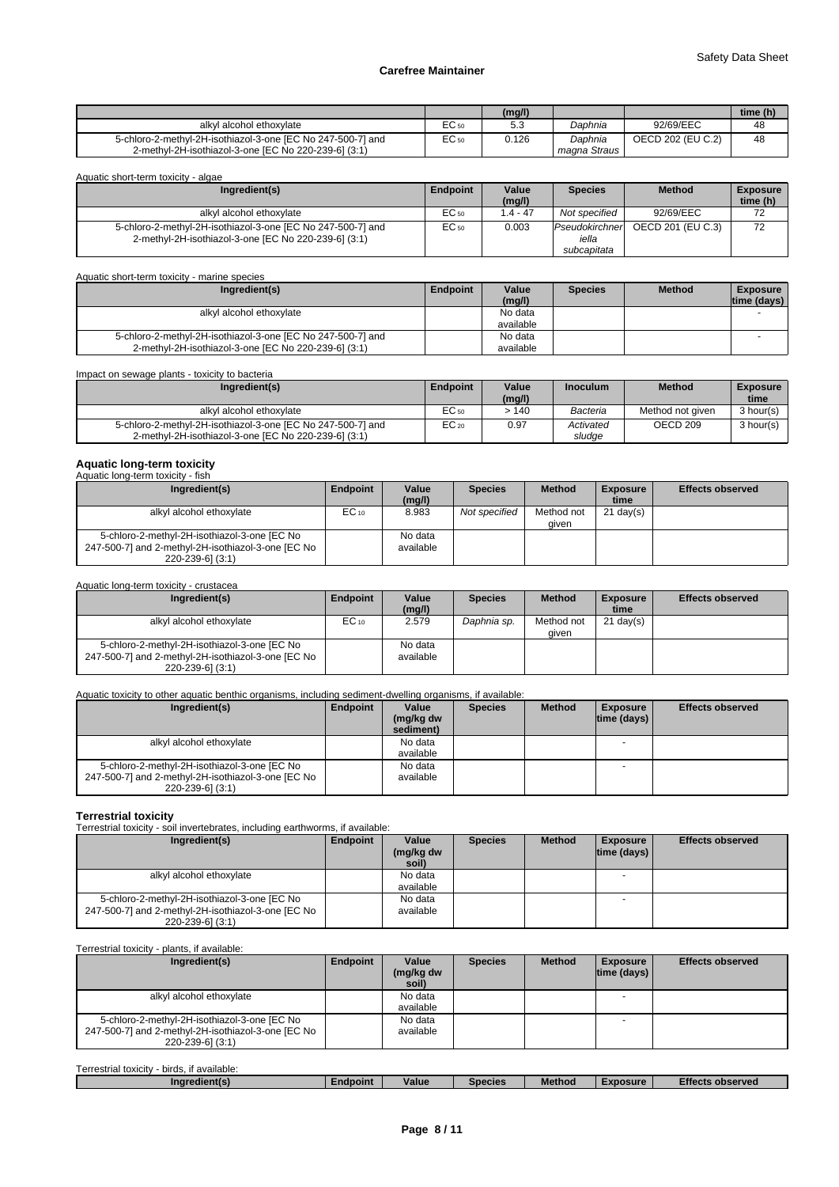| | | (mg/l) | | | time (h) |
|---|---|---|---|---|---|
| alkyl alcohol ethoxylate | $EC_{50}$ | 5.3 | *Daphnia* | 92/69/EEC | 48 |
| 5-chloro-2-methyl-2H-isothiazol-3-one [EC No 247-500-7] and 2-methyl-2H-isothiazol-3-one [EC No 220-239-6] (3:1) | $EC_{50}$ | 0.126 | *Daphnia magna Straus* | OECD 202 (EU C.2) | 48 |

Aquatic short-term toxicity - algae

| Ingredient(s) | Endpoint | Value (mg/l) | Species | Method | Exposure time (h) |
|---|---|---|---|---|---|
| alkyl alcohol ethoxylate | $EC_{50}$ | 1.4 - 47 | *Not specified* | 92/69/EEC | 72 |
| 5-chloro-2-methyl-2H-isothiazol-3-one [EC No 247-500-7] and 2-methyl-2H-isothiazol-3-one [EC No 220-239-6] (3:1) | $EC_{50}$ | 0.003 | *Pseudokirchneriella subcapitata* | OECD 201 (EU C.3) | 72 |

Aquatic short-term toxicity - marine species

| Ingredient(s) | Endpoint | Value (mg/l) | Species | Method | Exposure time (days) |
|---|---|---|---|---|---|
| alkyl alcohol ethoxylate | | No data available | | | - |
| 5-chloro-2-methyl-2H-isothiazol-3-one [EC No 247-500-7] and 2-methyl-2H-isothiazol-3-one [EC No 220-239-6] (3:1) | | No data available | | | - |

Impact on sewage plants - toxicity to bacteria

| Ingredient(s) | Endpoint | Value (mg/l) | Inoculum | Method | Exposure time |
|---|---|---|---|---|---|
| alkyl alcohol ethoxylate | $EC_{50}$ | > 140 | *Bacteria* | Method not given | 3 hour(s) |
| 5-chloro-2-methyl-2H-isothiazol-3-one [EC No 247-500-7] and 2-methyl-2H-isothiazol-3-one [EC No 220-239-6] (3:1) | $EC_{20}$ | 0.97 | *Activated sludge* | OECD 209 | 3 hour(s) |

**Aquatic long-term toxicity**

Aquatic long-term toxicity - fish

| Ingredient(s) | Endpoint | Value (mg/l) | Species | Method | Exposure time | Effects observed |
|---|---|---|---|---|---|---|
| alkyl alcohol ethoxylate | $EC_{10}$ | 8.983 | *Not specified* | Method not given | 21 day(s) | |
| 5-chloro-2-methyl-2H-isothiazol-3-one [EC No 247-500-7] and 2-methyl-2H-isothiazol-3-one [EC No 220-239-6] (3:1) | | No data available | | | | |

Aquatic long-term toxicity - crustacea

| Ingredient(s) | Endpoint | Value (mg/l) | Species | Method | Exposure time | Effects observed |
|---|---|---|---|---|---|---|
| alkyl alcohol ethoxylate | $EC_{10}$ | 2.579 | *Daphnia sp.* | Method not given | 21 day(s) | |
| 5-chloro-2-methyl-2H-isothiazol-3-one [EC No 247-500-7] and 2-methyl-2H-isothiazol-3-one [EC No 220-239-6] (3:1) | | No data available | | | | |

Aquatic toxicity to other aquatic benthic organisms, including sediment-dwelling organisms, if available:

| Ingredient(s) | Endpoint | Value (mg/kg dw sediment) | Species | Method | Exposure time (days) | Effects observed |
|---|---|---|---|---|---|---|
| alkyl alcohol ethoxylate | | No data available | | | - | |
| 5-chloro-2-methyl-2H-isothiazol-3-one [EC No 247-500-7] and 2-methyl-2H-isothiazol-3-one [EC No 220-239-6] (3:1) | | No data available | | | - | |

**Terrestrial toxicity**

Terrestrial toxicity - soil invertebrates, including earthworms, if available:

| Ingredient(s) | Endpoint | Value (mg/kg dw soil) | Species | Method | Exposure time (days) | Effects observed |
|---|---|---|---|---|---|---|
| alkyl alcohol ethoxylate | | No data available | | | - | |
| 5-chloro-2-methyl-2H-isothiazol-3-one [EC No 247-500-7] and 2-methyl-2H-isothiazol-3-one [EC No 220-239-6] (3:1) | | No data available | | | - | |

Terrestrial toxicity - plants, if available:

| Ingredient(s) | Endpoint | Value (mg/kg dw soil) | Species | Method | Exposure time (days) | Effects observed |
|---|---|---|---|---|---|---|
| alkyl alcohol ethoxylate | | No data available | | | - | |
| 5-chloro-2-methyl-2H-isothiazol-3-one [EC No 247-500-7] and 2-methyl-2H-isothiazol-3-one [EC No 220-239-6] (3:1) | | No data available | | | - | |

Terrestrial toxicity - birds, if available:

| Ingredient(s) | Endpoint | Value | Species | Method | Exposure | Effects observed |
|---|---|---|---|---|---|---|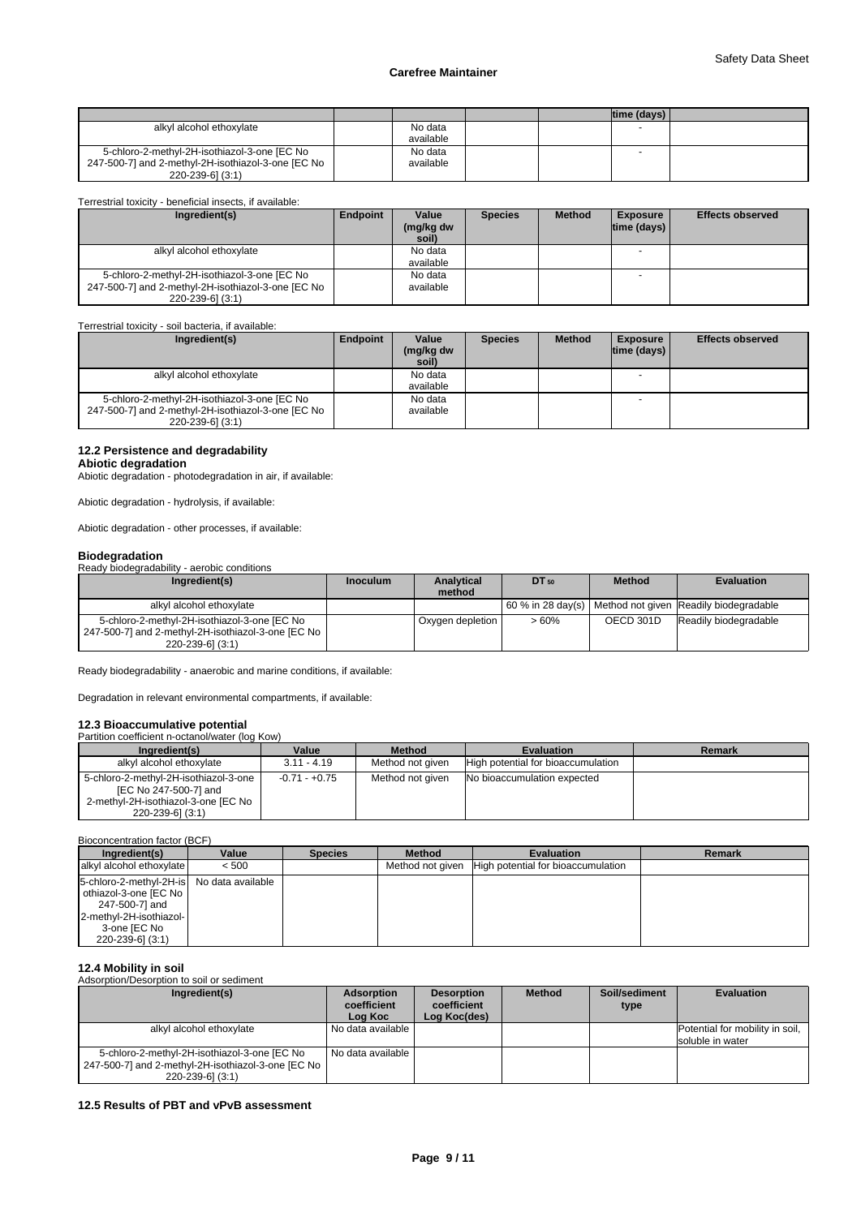| | | | | | time (days) | |
|---|---|---|---|---|---|---|
| alkyl alcohol ethoxylate | | No data available | | | - | |
| 5-chloro-2-methyl-2H-isothiazol-3-one [EC No 247-500-7] and 2-methyl-2H-isothiazol-3-one [EC No 220-239-6] (3:1) | | No data available | | | - | |

Terrestrial toxicity - beneficial insects, if available:

| Ingredient(s) | Endpoint | Value (mg/kg dw soil) | Species | Method | Exposure time (days) | Effects observed |
|---|---|---|---|---|---|---|
| alkyl alcohol ethoxylate | | No data available | | | - | |
| 5-chloro-2-methyl-2H-isothiazol-3-one [EC No 247-500-7] and 2-methyl-2H-isothiazol-3-one [EC No 220-239-6] (3:1) | | No data available | | | - | |

Terrestrial toxicity - soil bacteria, if available:

| Ingredient(s) | Endpoint | Value (mg/kg dw soil) | Species | Method | Exposure time (days) | Effects observed |
|---|---|---|---|---|---|---|
| alkyl alcohol ethoxylate | | No data available | | | - | |
| 5-chloro-2-methyl-2H-isothiazol-3-one [EC No 247-500-7] and 2-methyl-2H-isothiazol-3-one [EC No 220-239-6] (3:1) | | No data available | | | - | |

### 12.2 Persistence and degradability

**Abiotic degradation**

Abiotic degradation - photodegradation in air, if available:

Abiotic degradation - hydrolysis, if available:

Abiotic degradation - other processes, if available:

**Biodegradation**

Ready biodegradability - aerobic conditions

| Ingredient(s) | Inoculum | Analytical method | $DT_{50}$ | Method | Evaluation |
|---|---|---|---|---|---|
| alkyl alcohol ethoxylate | | | 60 % in 28 day(s) | Method not given | Readily biodegradable |
| 5-chloro-2-methyl-2H-isothiazol-3-one [EC No 247-500-7] and 2-methyl-2H-isothiazol-3-one [EC No 220-239-6] (3:1) | | Oxygen depletion | > 60% | OECD 301D | Readily biodegradable |

Ready biodegradability - anaerobic and marine conditions, if available:

Degradation in relevant environmental compartments, if available:

### 12.3 Bioaccumulative potential

Partition coefficient n-octanol/water (log Kow)

| Ingredient(s) | Value | Method | Evaluation | Remark |
|---|---|---|---|---|
| alkyl alcohol ethoxylate | 3.11 - 4.19 | Method not given | High potential for bioaccumulation | |
| 5-chloro-2-methyl-2H-isothiazol-3-one [EC No 247-500-7] and 2-methyl-2H-isothiazol-3-one [EC No 220-239-6] (3:1) | -0.71 - +0.75 | Method not given | No bioaccumulation expected | |

Bioconcentration factor (BCF)

| Ingredient(s) | Value | Species | Method | Evaluation | Remark |
|---|---|---|---|---|---|
| alkyl alcohol ethoxylate | < 500 | | Method not given | High potential for bioaccumulation | |
| 5-chloro-2-methyl-2H-isothiazol-3-one [EC No 247-500-7] and 2-methyl-2H-isothiazol-3-one [EC No 220-239-6] (3:1) | No data available | | | | |

### 12.4 Mobility in soil

Adsorption/Desorption to soil or sediment

| Ingredient(s) | Adsorption coefficient Log Koc | Desorption coefficient Log Koc(des) | Method | Soil/sediment type | Evaluation |
|---|---|---|---|---|---|
| alkyl alcohol ethoxylate | No data available | | | | Potential for mobility in soil, soluble in water |
| 5-chloro-2-methyl-2H-isothiazol-3-one [EC No 247-500-7] and 2-methyl-2H-isothiazol-3-one [EC No 220-239-6] (3:1) | No data available | | | | |

### 12.5 Results of PBT and vPvB assessment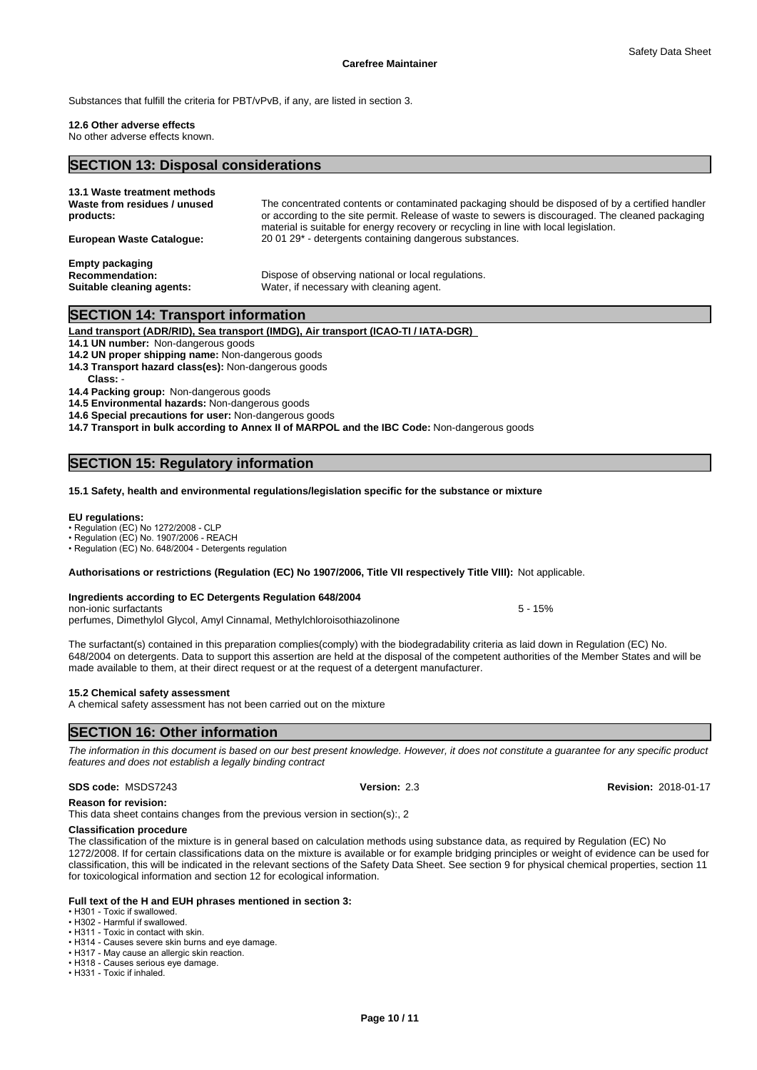Substances that fulfill the criteria for PBT/vPvB, if any, are listed in section 3.

**12.6 Other adverse effects**
No other adverse effects known.

## SECTION 13: Disposal considerations

**13.1 Waste treatment methods**

| | |
|---|---|
| **Waste from residues / unused products:** | The concentrated contents or contaminated packaging should be disposed of by a certified handler or according to the site permit. Release of waste to sewers is discouraged. The cleaned packaging material is suitable for energy recovery or recycling in line with local legislation. |
| **European Waste Catalogue:** | 20 01 29* - detergents containing dangerous substances. |

**Empty packaging**

| | |
|---|---|
| **Recommendation:** | Dispose of observing national or local regulations. |
| **Suitable cleaning agents:** | Water, if necessary with cleaning agent. |

## SECTION 14: Transport information

**Land transport (ADR/RID), Sea transport (IMDG), Air transport (ICAO-TI / IATA-DGR)**

**14.1 UN number:** Non-dangerous goods
**14.2 UN proper shipping name:** Non-dangerous goods
**14.3 Transport hazard class(es):** Non-dangerous goods
**Class:** -
**14.4 Packing group:** Non-dangerous goods
**14.5 Environmental hazards:** Non-dangerous goods
**14.6 Special precautions for user:** Non-dangerous goods
**14.7 Transport in bulk according to Annex II of MARPOL and the IBC Code:** Non-dangerous goods

## SECTION 15: Regulatory information

**15.1 Safety, health and environmental regulations/legislation specific for the substance or mixture**

**EU regulations:**

- Regulation (EC) No 1272/2008 - CLP
- Regulation (EC) No. 1907/2006 - REACH
- Regulation (EC) No. 648/2004 - Detergents regulation

**Authorisations or restrictions (Regulation (EC) No 1907/2006, Title VII respectively Title VIII):** Not applicable.

**Ingredients according to EC Detergents Regulation 648/2004**

| | |
|---|---|
| non-ionic surfactants | 5 - 15% |
| perfumes, Dimethylol Glycol, Amyl Cinnamal, Methylchloroisothiazolinone | |

The surfactant(s) contained in this preparation complies(comply) with the biodegradability criteria as laid down in Regulation (EC) No. 648/2004 on detergents. Data to support this assertion are held at the disposal of the competent authorities of the Member States and will be made available to them, at their direct request or at the request of a detergent manufacturer.

**15.2 Chemical safety assessment**
A chemical safety assessment has not been carried out on the mixture

## SECTION 16: Other information

*The information in this document is based on our best present knowledge. However, it does not constitute a guarantee for any specific product features and does not establish a legally binding contract*

**SDS code:** MSDS7243 **Version:** 2.3 **Revision:** 2018-01-17

**Reason for revision:**
This data sheet contains changes from the previous version in section(s):, 2

**Classification procedure**
The classification of the mixture is in general based on calculation methods using substance data, as required by Regulation (EC) No 1272/2008. If for certain classifications data on the mixture is available or for example bridging principles or weight of evidence can be used for classification, this will be indicated in the relevant sections of the Safety Data Sheet. See section 9 for physical chemical properties, section 11 for toxicological information and section 12 for ecological information.

**Full text of the H and EUH phrases mentioned in section 3:**

- H301 - Toxic if swallowed.
- H302 - Harmful if swallowed.
- H311 - Toxic in contact with skin.
- H314 - Causes severe skin burns and eye damage.
- H317 - May cause an allergic skin reaction.
- H318 - Causes serious eye damage.
- H331 - Toxic if inhaled.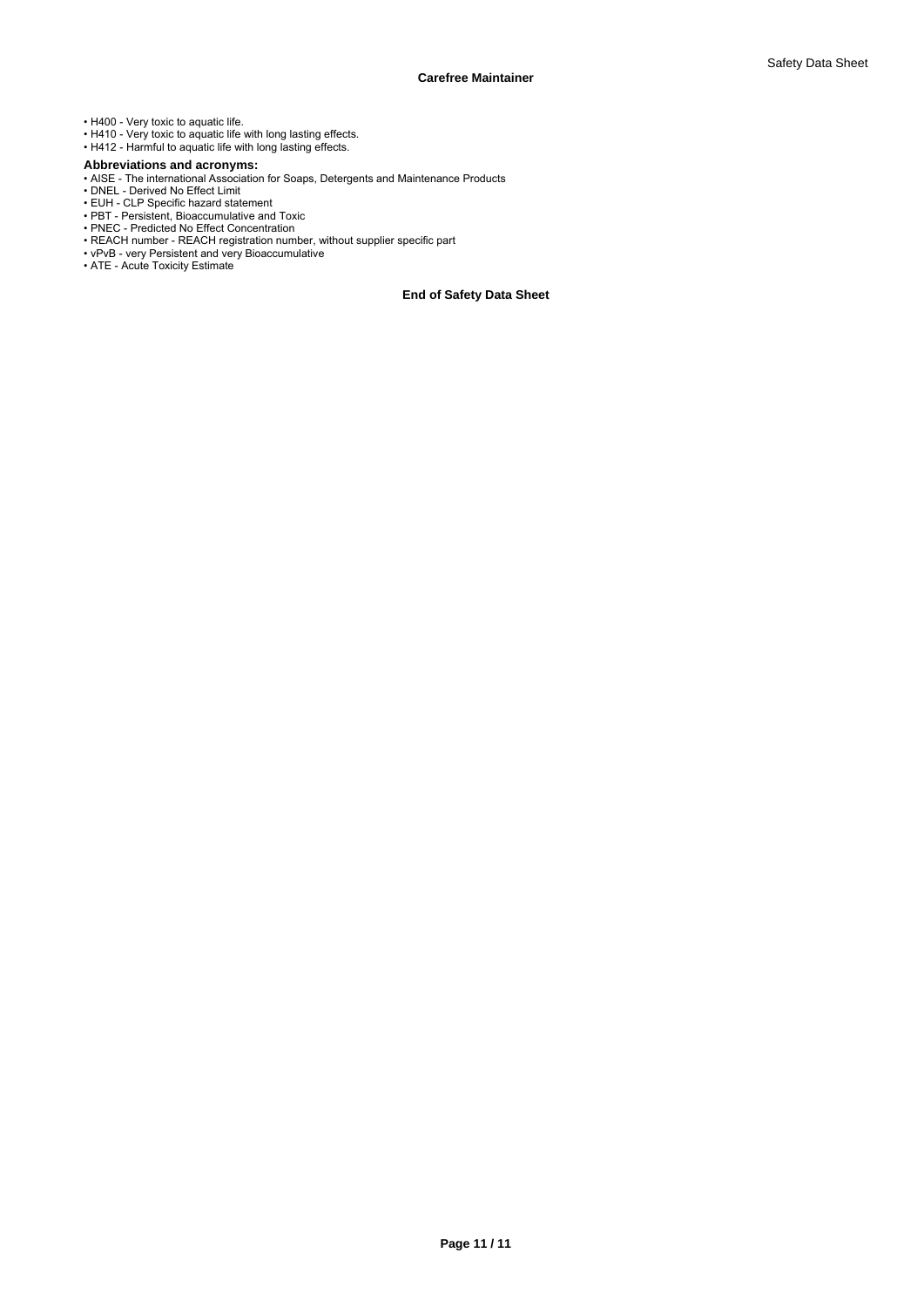- H400 - Very toxic to aquatic life.
- H410 - Very toxic to aquatic life with long lasting effects.
- H412 - Harmful to aquatic life with long lasting effects.

**Abbreviations and acronyms:**

- AISE - The international Association for Soaps, Detergents and Maintenance Products
- DNEL - Derived No Effect Limit
- EUH - CLP Specific hazard statement
- PBT - Persistent, Bioaccumulative and Toxic
- PNEC - Predicted No Effect Concentration
- REACH number - REACH registration number, without supplier specific part
- vPvB - very Persistent and very Bioaccumulative
- ATE - Acute Toxicity Estimate

**End of Safety Data Sheet**